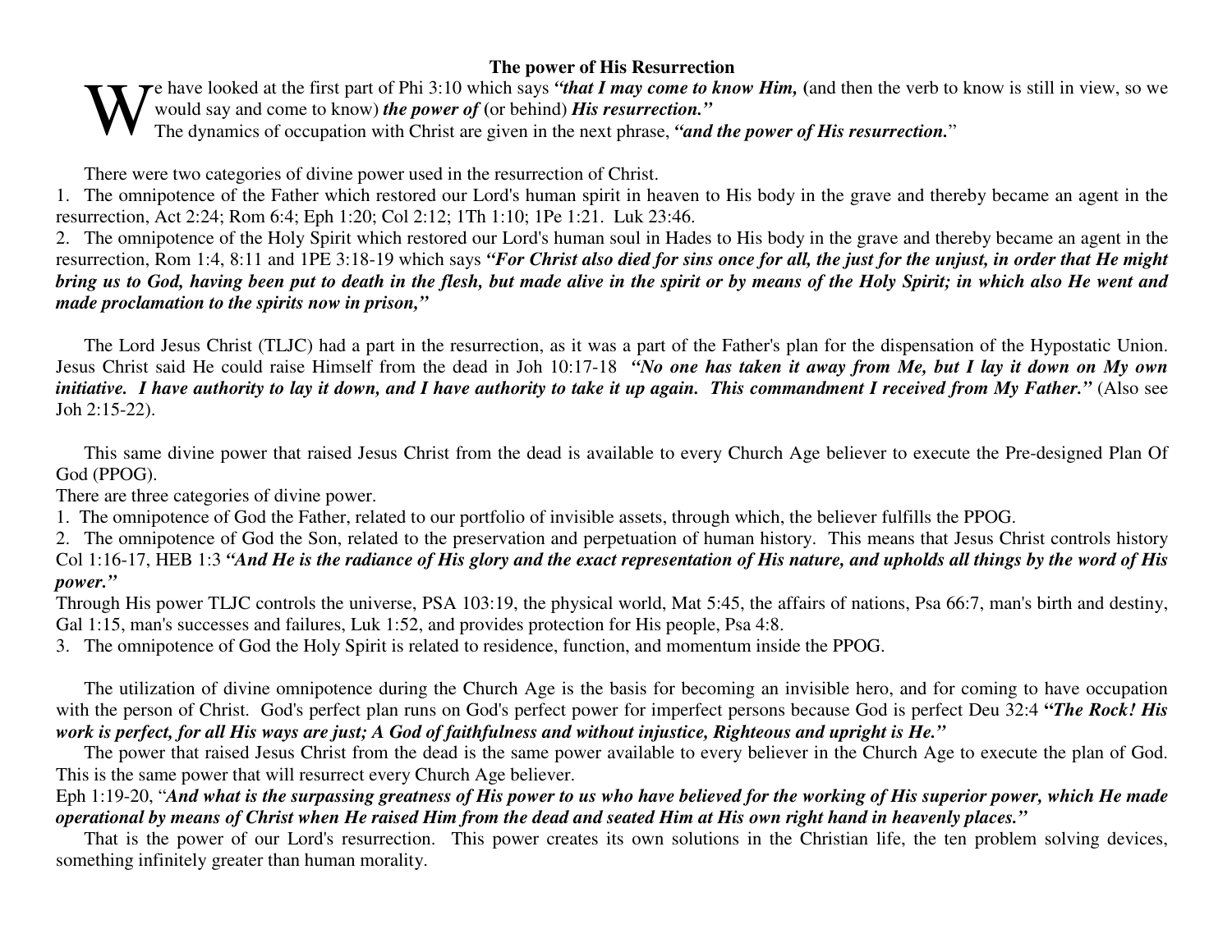## The power of His Resurrection

We have looked at the first part of Phi 3:10 which says ***"that I may come to know Him,*** **(**and then the verb to know is still in view, so we would say and come to know) ***the power of*** (or behind) ***His resurrection."***

The dynamics of occupation with Christ are given in the next phrase, ***"and the power of His resurrection."***

There were two categories of divine power used in the resurrection of Christ.

1. The omnipotence of the Father which restored our Lord's human spirit in heaven to His body in the grave and thereby became an agent in the resurrection, Act 2:24; Rom 6:4; Eph 1:20; Col 2:12; 1Th 1:10; 1Pe 1:21. Luk 23:46.
2. The omnipotence of the Holy Spirit which restored our Lord's human soul in Hades to His body in the grave and thereby became an agent in the resurrection, Rom 1:4, 8:11 and 1PE 3:18-19 which says ***"For Christ also died for sins once for all, the just for the unjust, in order that He might bring us to God, having been put to death in the flesh, but made alive in the spirit or by means of the Holy Spirit; in which also He went and made proclamation to the spirits now in prison,"***

The Lord Jesus Christ (TLJC) had a part in the resurrection, as it was a part of the Father's plan for the dispensation of the Hypostatic Union. Jesus Christ said He could raise Himself from the dead in Joh 10:17-18 ***"No one has taken it away from Me, but I lay it down on My own initiative. I have authority to lay it down, and I have authority to take it up again. This commandment I received from My Father."*** (Also see Joh 2:15-22).

This same divine power that raised Jesus Christ from the dead is available to every Church Age believer to execute the Pre-designed Plan Of God (PPOG).

There are three categories of divine power.

1. The omnipotence of God the Father, related to our portfolio of invisible assets, through which, the believer fulfills the PPOG.
2. The omnipotence of God the Son, related to the preservation and perpetuation of human history. This means that Jesus Christ controls history Col 1:16-17, HEB 1:3 ***"And He is the radiance of His glory and the exact representation of His nature, and upholds all things by the word of His power."***

Through His power TLJC controls the universe, PSA 103:19, the physical world, Mat 5:45, the affairs of nations, Psa 66:7, man's birth and destiny, Gal 1:15, man's successes and failures, Luk 1:52, and provides protection for His people, Psa 4:8.

3. The omnipotence of God the Holy Spirit is related to residence, function, and momentum inside the PPOG.

The utilization of divine omnipotence during the Church Age is the basis for becoming an invisible hero, and for coming to have occupation with the person of Christ. God's perfect plan runs on God's perfect power for imperfect persons because God is perfect Deu 32:4 ***"The Rock! His work is perfect, for all His ways are just; A God of faithfulness and without injustice, Righteous and upright is He."***

The power that raised Jesus Christ from the dead is the same power available to every believer in the Church Age to execute the plan of God. This is the same power that will resurrect every Church Age believer.

Eph 1:19-20, "***And what is the surpassing greatness of His power to us who have believed for the working of His superior power, which He made operational by means of Christ when He raised Him from the dead and seated Him at His own right hand in heavenly places."***

That is the power of our Lord's resurrection. This power creates its own solutions in the Christian life, the ten problem solving devices, something infinitely greater than human morality.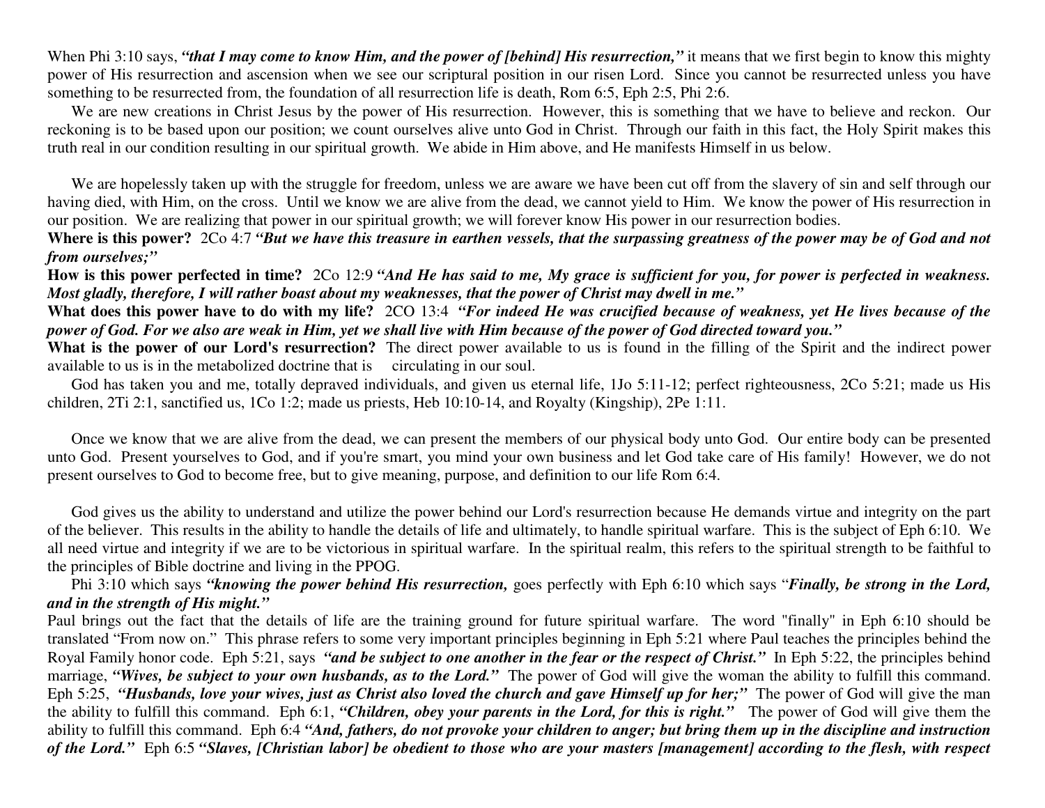When Phi 3:10 says, ***"that I may come to know Him, and the power of [behind] His resurrection,"*** it means that we first begin to know this mighty power of His resurrection and ascension when we see our scriptural position in our risen Lord. Since you cannot be resurrected unless you have something to be resurrected from, the foundation of all resurrection life is death, Rom 6:5, Eph 2:5, Phi 2:6.

We are new creations in Christ Jesus by the power of His resurrection. However, this is something that we have to believe and reckon. Our reckoning is to be based upon our position; we count ourselves alive unto God in Christ. Through our faith in this fact, the Holy Spirit makes this truth real in our condition resulting in our spiritual growth. We abide in Him above, and He manifests Himself in us below.

We are hopelessly taken up with the struggle for freedom, unless we are aware we have been cut off from the slavery of sin and self through our having died, with Him, on the cross. Until we know we are alive from the dead, we cannot yield to Him. We know the power of His resurrection in our position. We are realizing that power in our spiritual growth; we will forever know His power in our resurrection bodies.

**Where is this power?** 2Co 4:7 ***"But we have this treasure in earthen vessels, that the surpassing greatness of the power may be of God and not from ourselves;"***

**How is this power perfected in time?** 2Co 12:9 ***"And He has said to me, My grace is sufficient for you, for power is perfected in weakness. Most gladly, therefore, I will rather boast about my weaknesses, that the power of Christ may dwell in me."***

**What does this power have to do with my life?** 2CO 13:4 ***"For indeed He was crucified because of weakness, yet He lives because of the power of God. For we also are weak in Him, yet we shall live with Him because of the power of God directed toward you."***

**What is the power of our Lord's resurrection?** The direct power available to us is found in the filling of the Spirit and the indirect power available to us is in the metabolized doctrine that is circulating in our soul.

God has taken you and me, totally depraved individuals, and given us eternal life, 1Jo 5:11-12; perfect righteousness, 2Co 5:21; made us His children, 2Ti 2:1, sanctified us, 1Co 1:2; made us priests, Heb 10:10-14, and Royalty (Kingship), 2Pe 1:11.

Once we know that we are alive from the dead, we can present the members of our physical body unto God. Our entire body can be presented unto God. Present yourselves to God, and if you're smart, you mind your own business and let God take care of His family! However, we do not present ourselves to God to become free, but to give meaning, purpose, and definition to our life Rom 6:4.

God gives us the ability to understand and utilize the power behind our Lord's resurrection because He demands virtue and integrity on the part of the believer. This results in the ability to handle the details of life and ultimately, to handle spiritual warfare. This is the subject of Eph 6:10. We all need virtue and integrity if we are to be victorious in spiritual warfare. In the spiritual realm, this refers to the spiritual strength to be faithful to the principles of Bible doctrine and living in the PPOG.

Phi 3:10 which says ***"knowing the power behind His resurrection,*** goes perfectly with Eph 6:10 which says "***Finally, be strong in the Lord, and in the strength of His might."***

Paul brings out the fact that the details of life are the training ground for future spiritual warfare. The word "finally" in Eph 6:10 should be translated "From now on." This phrase refers to some very important principles beginning in Eph 5:21 where Paul teaches the principles behind the Royal Family honor code. Eph 5:21, says ***"and be subject to one another in the fear or the respect of Christ."*** In Eph 5:22, the principles behind marriage, ***"Wives, be subject to your own husbands, as to the Lord."*** The power of God will give the woman the ability to fulfill this command. Eph 5:25, ***"Husbands, love your wives, just as Christ also loved the church and gave Himself up for her;"*** The power of God will give the man the ability to fulfill this command. Eph 6:1, ***"Children, obey your parents in the Lord, for this is right."*** The power of God will give them the ability to fulfill this command. Eph 6:4 ***"And, fathers, do not provoke your children to anger; but bring them up in the discipline and instruction of the Lord."*** Eph 6:5 ***"Slaves, [Christian labor] be obedient to those who are your masters [management] according to the flesh, with respect***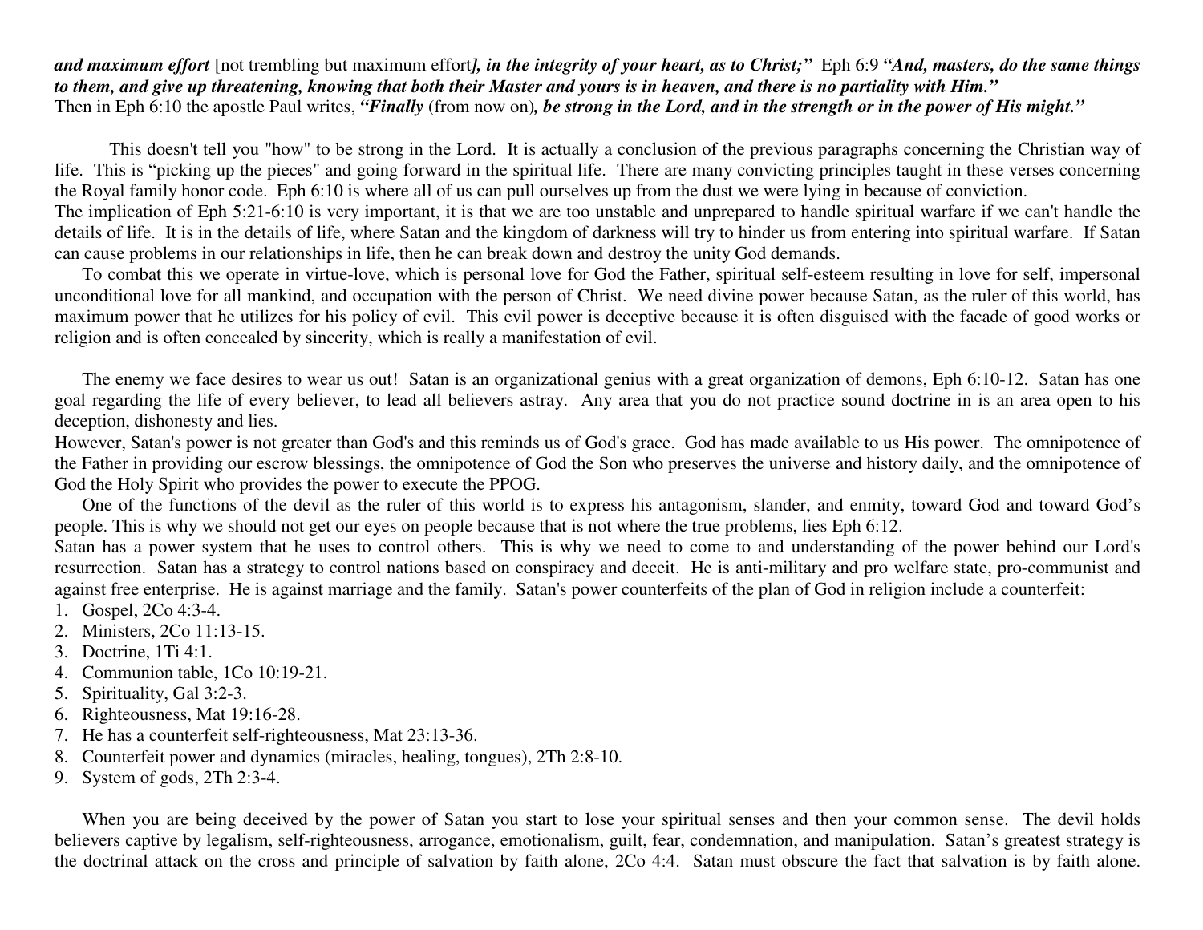***and maximum effort*** [not trembling but maximum effort***], in the integrity of your heart, as to Christ;"*** Eph 6:9 ***"And, masters, do the same things to them, and give up threatening, knowing that both their Master and yours is in heaven, and there is no partiality with Him."***
Then in Eph 6:10 the apostle Paul writes, ***"Finally*** (from now on)***, be strong in the Lord, and in the strength or in the power of His might."***

This doesn't tell you "how" to be strong in the Lord. It is actually a conclusion of the previous paragraphs concerning the Christian way of life. This is "picking up the pieces" and going forward in the spiritual life. There are many convicting principles taught in these verses concerning the Royal family honor code. Eph 6:10 is where all of us can pull ourselves up from the dust we were lying in because of conviction.
The implication of Eph 5:21-6:10 is very important, it is that we are too unstable and unprepared to handle spiritual warfare if we can't handle the details of life. It is in the details of life, where Satan and the kingdom of darkness will try to hinder us from entering into spiritual warfare. If Satan can cause problems in our relationships in life, then he can break down and destroy the unity God demands.

To combat this we operate in virtue-love, which is personal love for God the Father, spiritual self-esteem resulting in love for self, impersonal unconditional love for all mankind, and occupation with the person of Christ. We need divine power because Satan, as the ruler of this world, has maximum power that he utilizes for his policy of evil. This evil power is deceptive because it is often disguised with the facade of good works or religion and is often concealed by sincerity, which is really a manifestation of evil.

The enemy we face desires to wear us out! Satan is an organizational genius with a great organization of demons, Eph 6:10-12. Satan has one goal regarding the life of every believer, to lead all believers astray. Any area that you do not practice sound doctrine in is an area open to his deception, dishonesty and lies.
However, Satan's power is not greater than God's and this reminds us of God's grace. God has made available to us His power. The omnipotence of the Father in providing our escrow blessings, the omnipotence of God the Son who preserves the universe and history daily, and the omnipotence of God the Holy Spirit who provides the power to execute the PPOG.

One of the functions of the devil as the ruler of this world is to express his antagonism, slander, and enmity, toward God and toward God's people. This is why we should not get our eyes on people because that is not where the true problems, lies Eph 6:12.
Satan has a power system that he uses to control others. This is why we need to come to and understanding of the power behind our Lord's resurrection. Satan has a strategy to control nations based on conspiracy and deceit. He is anti-military and pro welfare state, pro-communist and against free enterprise. He is against marriage and the family. Satan's power counterfeits of the plan of God in religion include a counterfeit:

1. Gospel, 2Co 4:3-4.
2. Ministers, 2Co 11:13-15.
3. Doctrine, 1Ti 4:1.
4. Communion table, 1Co 10:19-21.
5. Spirituality, Gal 3:2-3.
6. Righteousness, Mat 19:16-28.
7. He has a counterfeit self-righteousness, Mat 23:13-36.
8. Counterfeit power and dynamics (miracles, healing, tongues), 2Th 2:8-10.
9. System of gods, 2Th 2:3-4.

When you are being deceived by the power of Satan you start to lose your spiritual senses and then your common sense. The devil holds believers captive by legalism, self-righteousness, arrogance, emotionalism, guilt, fear, condemnation, and manipulation. Satan's greatest strategy is the doctrinal attack on the cross and principle of salvation by faith alone, 2Co 4:4. Satan must obscure the fact that salvation is by faith alone.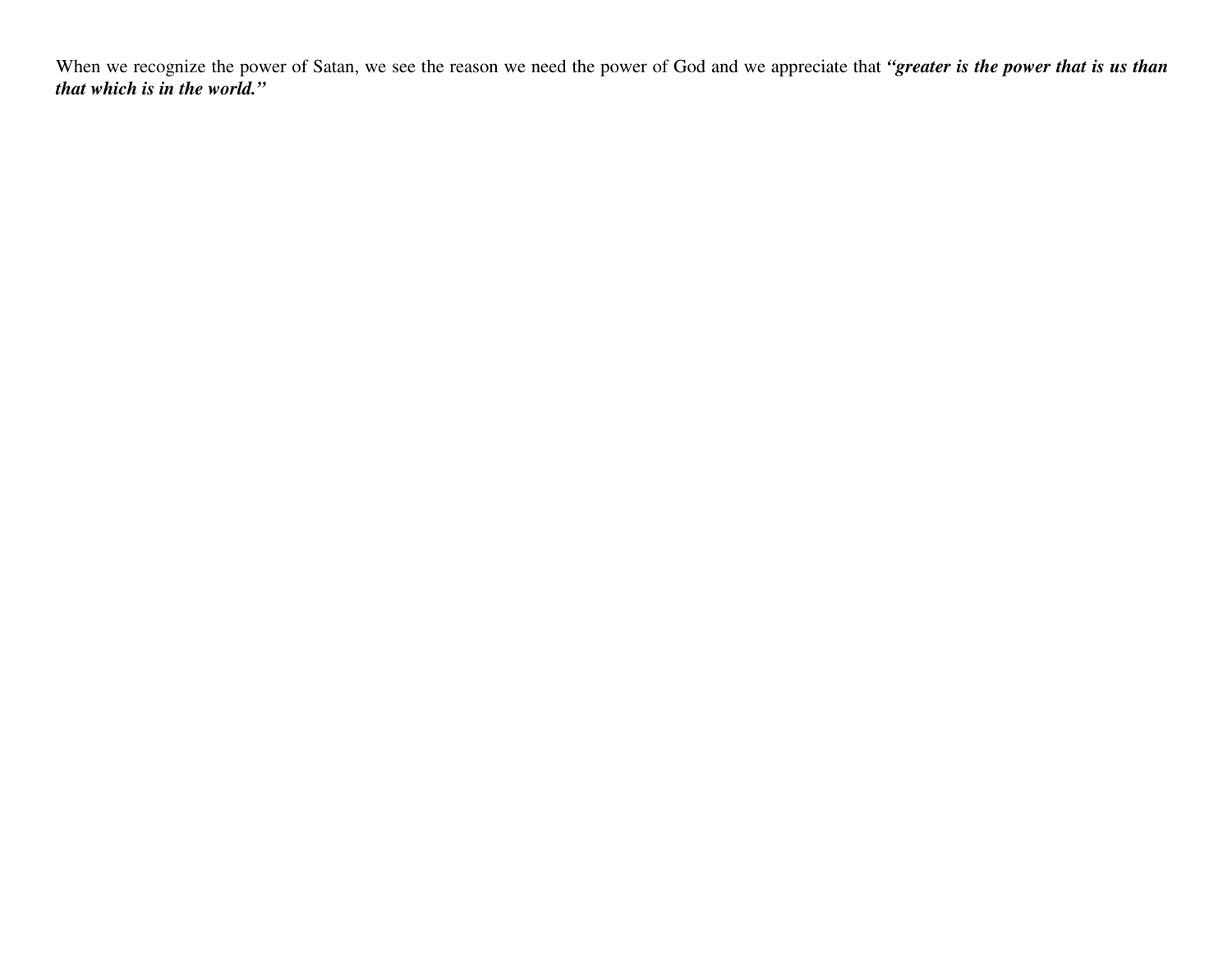When we recognize the power of Satan, we see the reason we need the power of God and we appreciate that ***"greater is the power that is us than that which is in the world."***